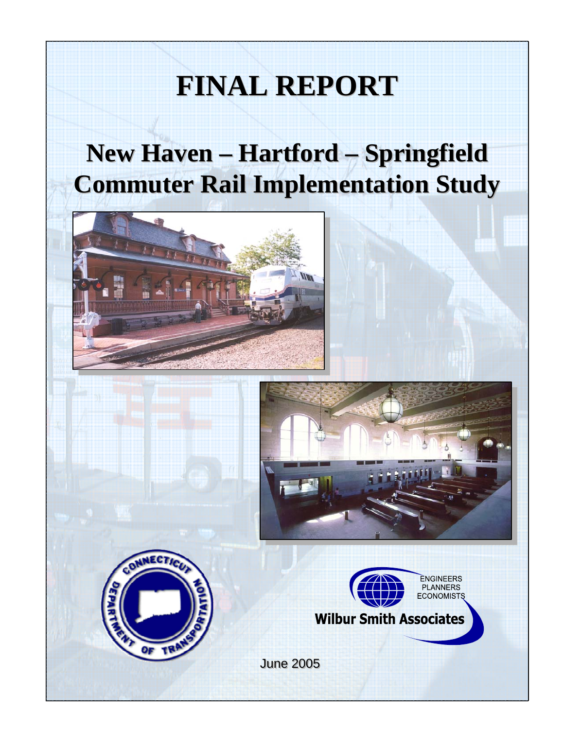# FINAL REPORT

## New Haven – Hartford – Springfield Commuter Rail Implementation Study

ENGINEERS
PLANNERS
ECONOMISTS

Wilbur Smith Associates

June 2005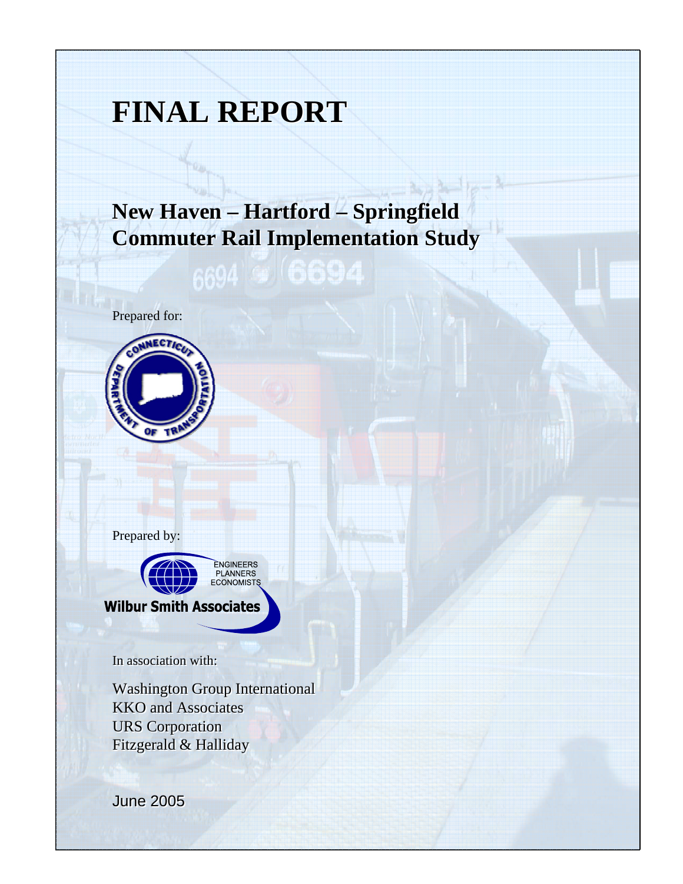# FINAL REPORT

## New Haven – Hartford – Springfield Commuter Rail Implementation Study

Prepared for:

CONNECTICUT DEPARTMENT OF TRANSPORTATION

Prepared by:

Wilbur Smith Associates

ENGINEERS PLANNERS ECONOMISTS

In association with:

Washington Group International
KKO and Associates
URS Corporation
Fitzgerald & Halliday

June 2005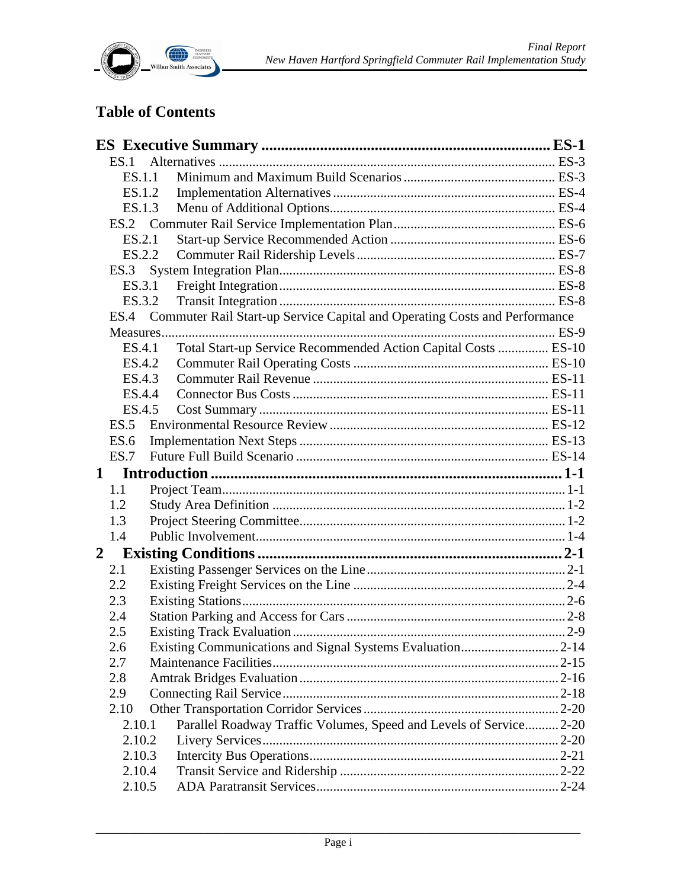## Table of Contents

**ES Executive Summary ........................................................................ ES-1**

- ES.1 Alternatives ........................................................................ ES-3
  - ES.1.1 Minimum and Maximum Build Scenarios ........................................ ES-3
  - ES.1.2 Implementation Alternatives ........................................ ES-4
  - ES.1.3 Menu of Additional Options ........................................ ES-4
- ES.2 Commuter Rail Service Implementation Plan ........................................ ES-6
  - ES.2.1 Start-up Service Recommended Action ........................................ ES-6
  - ES.2.2 Commuter Rail Ridership Levels ........................................ ES-7
- ES.3 System Integration Plan ........................................ ES-8
  - ES.3.1 Freight Integration ........................................ ES-8
  - ES.3.2 Transit Integration ........................................ ES-8
- ES.4 Commuter Rail Start-up Service Capital and Operating Costs and Performance Measures ........................................ ES-9
  - ES.4.1 Total Start-up Service Recommended Action Capital Costs ........................................ ES-10
  - ES.4.2 Commuter Rail Operating Costs ........................................ ES-10
  - ES.4.3 Commuter Rail Revenue ........................................ ES-11
  - ES.4.4 Connector Bus Costs ........................................ ES-11
  - ES.4.5 Cost Summary ........................................ ES-11
- ES.5 Environmental Resource Review ........................................ ES-12
- ES.6 Implementation Next Steps ........................................ ES-13
- ES.7 Future Full Build Scenario ........................................ ES-14

**1 Introduction ........................................................................ 1-1**

- 1.1 Project Team ........................................ 1-1
- 1.2 Study Area Definition ........................................ 1-2
- 1.3 Project Steering Committee ........................................ 1-2
- 1.4 Public Involvement ........................................ 1-4

**2 Existing Conditions ........................................................................ 2-1**

- 2.1 Existing Passenger Services on the Line ........................................ 2-1
- 2.2 Existing Freight Services on the Line ........................................ 2-4
- 2.3 Existing Stations ........................................ 2-6
- 2.4 Station Parking and Access for Cars ........................................ 2-8
- 2.5 Existing Track Evaluation ........................................ 2-9
- 2.6 Existing Communications and Signal Systems Evaluation ........................................ 2-14
- 2.7 Maintenance Facilities ........................................ 2-15
- 2.8 Amtrak Bridges Evaluation ........................................ 2-16
- 2.9 Connecting Rail Service ........................................ 2-18
- 2.10 Other Transportation Corridor Services ........................................ 2-20
  - 2.10.1 Parallel Roadway Traffic Volumes, Speed and Levels of Service ........................................ 2-20
  - 2.10.2 Livery Services ........................................ 2-20
  - 2.10.3 Intercity Bus Operations ........................................ 2-21
  - 2.10.4 Transit Service and Ridership ........................................ 2-22
  - 2.10.5 ADA Paratransit Services ........................................ 2-24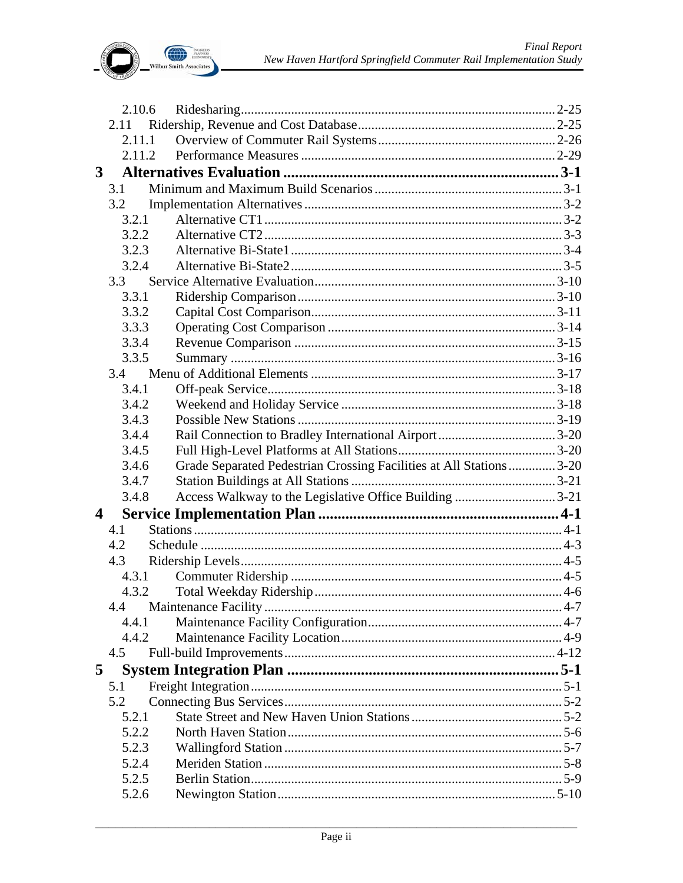| | | |
|---|---|---|
| 2.10.6 | Ridesharing | 2-25 |
| 2.11 | Ridership, Revenue and Cost Database | 2-25 |
| 2.11.1 | Overview of Commuter Rail Systems | 2-26 |
| 2.11.2 | Performance Measures | 2-29 |
| **3** | **Alternatives Evaluation** | **3-1** |
| 3.1 | Minimum and Maximum Build Scenarios | 3-1 |
| 3.2 | Implementation Alternatives | 3-2 |
| 3.2.1 | Alternative CT1 | 3-2 |
| 3.2.2 | Alternative CT2 | 3-3 |
| 3.2.3 | Alternative Bi-State1 | 3-4 |
| 3.2.4 | Alternative Bi-State2 | 3-5 |
| 3.3 | Service Alternative Evaluation | 3-10 |
| 3.3.1 | Ridership Comparison | 3-10 |
| 3.3.2 | Capital Cost Comparison | 3-11 |
| 3.3.3 | Operating Cost Comparison | 3-14 |
| 3.3.4 | Revenue Comparison | 3-15 |
| 3.3.5 | Summary | 3-16 |
| 3.4 | Menu of Additional Elements | 3-17 |
| 3.4.1 | Off-peak Service | 3-18 |
| 3.4.2 | Weekend and Holiday Service | 3-18 |
| 3.4.3 | Possible New Stations | 3-19 |
| 3.4.4 | Rail Connection to Bradley International Airport | 3-20 |
| 3.4.5 | Full High-Level Platforms at All Stations | 3-20 |
| 3.4.6 | Grade Separated Pedestrian Crossing Facilities at All Stations | 3-20 |
| 3.4.7 | Station Buildings at All Stations | 3-21 |
| 3.4.8 | Access Walkway to the Legislative Office Building | 3-21 |
| **4** | **Service Implementation Plan** | **4-1** |
| 4.1 | Stations | 4-1 |
| 4.2 | Schedule | 4-3 |
| 4.3 | Ridership Levels | 4-5 |
| 4.3.1 | Commuter Ridership | 4-5 |
| 4.3.2 | Total Weekday Ridership | 4-6 |
| 4.4 | Maintenance Facility | 4-7 |
| 4.4.1 | Maintenance Facility Configuration | 4-7 |
| 4.4.2 | Maintenance Facility Location | 4-9 |
| 4.5 | Full-build Improvements | 4-12 |
| **5** | **System Integration Plan** | **5-1** |
| 5.1 | Freight Integration | 5-1 |
| 5.2 | Connecting Bus Services | 5-2 |
| 5.2.1 | State Street and New Haven Union Stations | 5-2 |
| 5.2.2 | North Haven Station | 5-6 |
| 5.2.3 | Wallingford Station | 5-7 |
| 5.2.4 | Meriden Station | 5-8 |
| 5.2.5 | Berlin Station | 5-9 |
| 5.2.6 | Newington Station | 5-10 |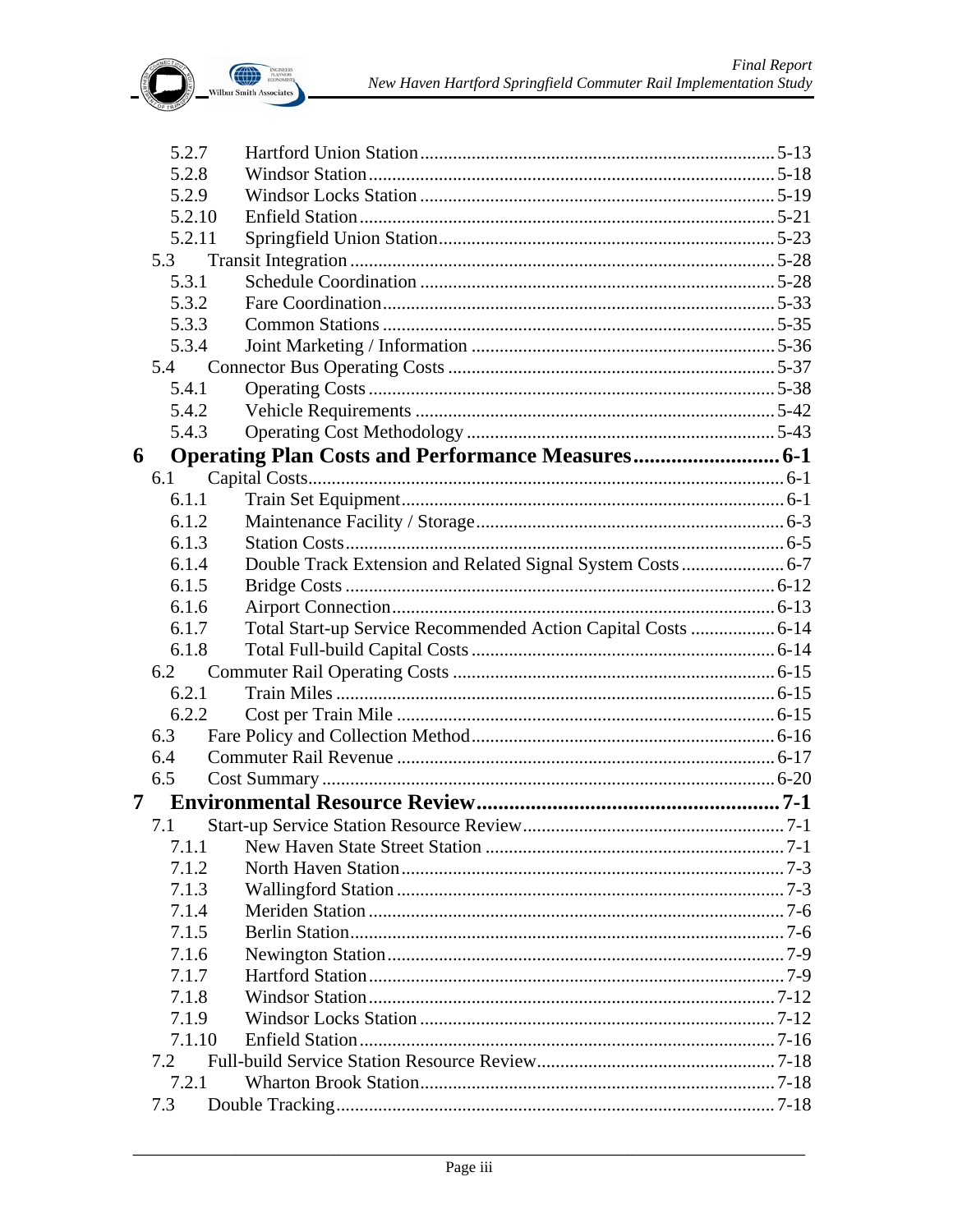- 5.2.7 Hartford Union Station ........ 5-13
- 5.2.8 Windsor Station ........ 5-18
- 5.2.9 Windsor Locks Station ........ 5-19
- 5.2.10 Enfield Station ........ 5-21
- 5.2.11 Springfield Union Station ........ 5-23
- 5.3 Transit Integration ........ 5-28
  - 5.3.1 Schedule Coordination ........ 5-28
  - 5.3.2 Fare Coordination ........ 5-33
  - 5.3.3 Common Stations ........ 5-35
  - 5.3.4 Joint Marketing / Information ........ 5-36
- 5.4 Connector Bus Operating Costs ........ 5-37
  - 5.4.1 Operating Costs ........ 5-38
  - 5.4.2 Vehicle Requirements ........ 5-42
  - 5.4.3 Operating Cost Methodology ........ 5-43

**6 Operating Plan Costs and Performance Measures ........ 6-1**

- 6.1 Capital Costs ........ 6-1
  - 6.1.1 Train Set Equipment ........ 6-1
  - 6.1.2 Maintenance Facility / Storage ........ 6-3
  - 6.1.3 Station Costs ........ 6-5
  - 6.1.4 Double Track Extension and Related Signal System Costs ........ 6-7
  - 6.1.5 Bridge Costs ........ 6-12
  - 6.1.6 Airport Connection ........ 6-13
  - 6.1.7 Total Start-up Service Recommended Action Capital Costs ........ 6-14
  - 6.1.8 Total Full-build Capital Costs ........ 6-14
- 6.2 Commuter Rail Operating Costs ........ 6-15
  - 6.2.1 Train Miles ........ 6-15
  - 6.2.2 Cost per Train Mile ........ 6-15
- 6.3 Fare Policy and Collection Method ........ 6-16
- 6.4 Commuter Rail Revenue ........ 6-17
- 6.5 Cost Summary ........ 6-20

**7 Environmental Resource Review ........ 7-1**

- 7.1 Start-up Service Station Resource Review ........ 7-1
  - 7.1.1 New Haven State Street Station ........ 7-1
  - 7.1.2 North Haven Station ........ 7-3
  - 7.1.3 Wallingford Station ........ 7-3
  - 7.1.4 Meriden Station ........ 7-6
  - 7.1.5 Berlin Station ........ 7-6
  - 7.1.6 Newington Station ........ 7-9
  - 7.1.7 Hartford Station ........ 7-9
  - 7.1.8 Windsor Station ........ 7-12
  - 7.1.9 Windsor Locks Station ........ 7-12
  - 7.1.10 Enfield Station ........ 7-16
- 7.2 Full-build Service Station Resource Review ........ 7-18
  - 7.2.1 Wharton Brook Station ........ 7-18
- 7.3 Double Tracking ........ 7-18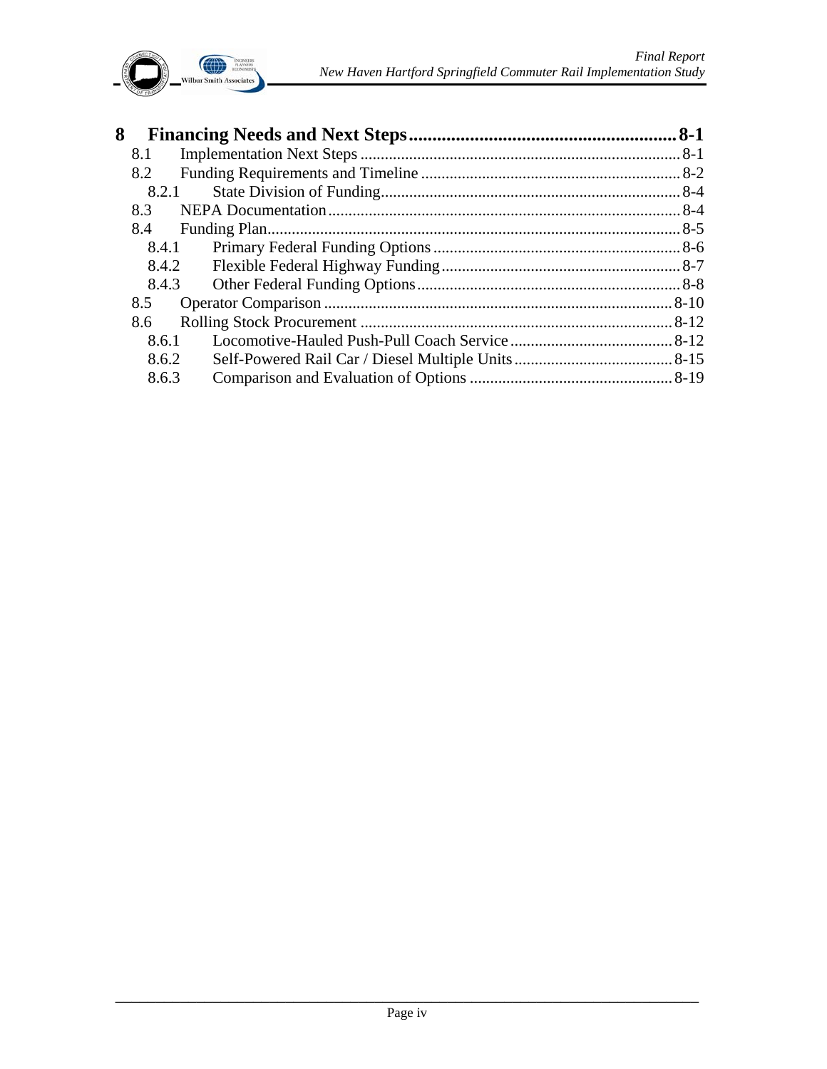| | | |
|---|---|---|
| **8** | **Financing Needs and Next Steps** | **8-1** |
| 8.1 | Implementation Next Steps | 8-1 |
| 8.2 | Funding Requirements and Timeline | 8-2 |
| 8.2.1 | State Division of Funding | 8-4 |
| 8.3 | NEPA Documentation | 8-4 |
| 8.4 | Funding Plan | 8-5 |
| 8.4.1 | Primary Federal Funding Options | 8-6 |
| 8.4.2 | Flexible Federal Highway Funding | 8-7 |
| 8.4.3 | Other Federal Funding Options | 8-8 |
| 8.5 | Operator Comparison | 8-10 |
| 8.6 | Rolling Stock Procurement | 8-12 |
| 8.6.1 | Locomotive-Hauled Push-Pull Coach Service | 8-12 |
| 8.6.2 | Self-Powered Rail Car / Diesel Multiple Units | 8-15 |
| 8.6.3 | Comparison and Evaluation of Options | 8-19 |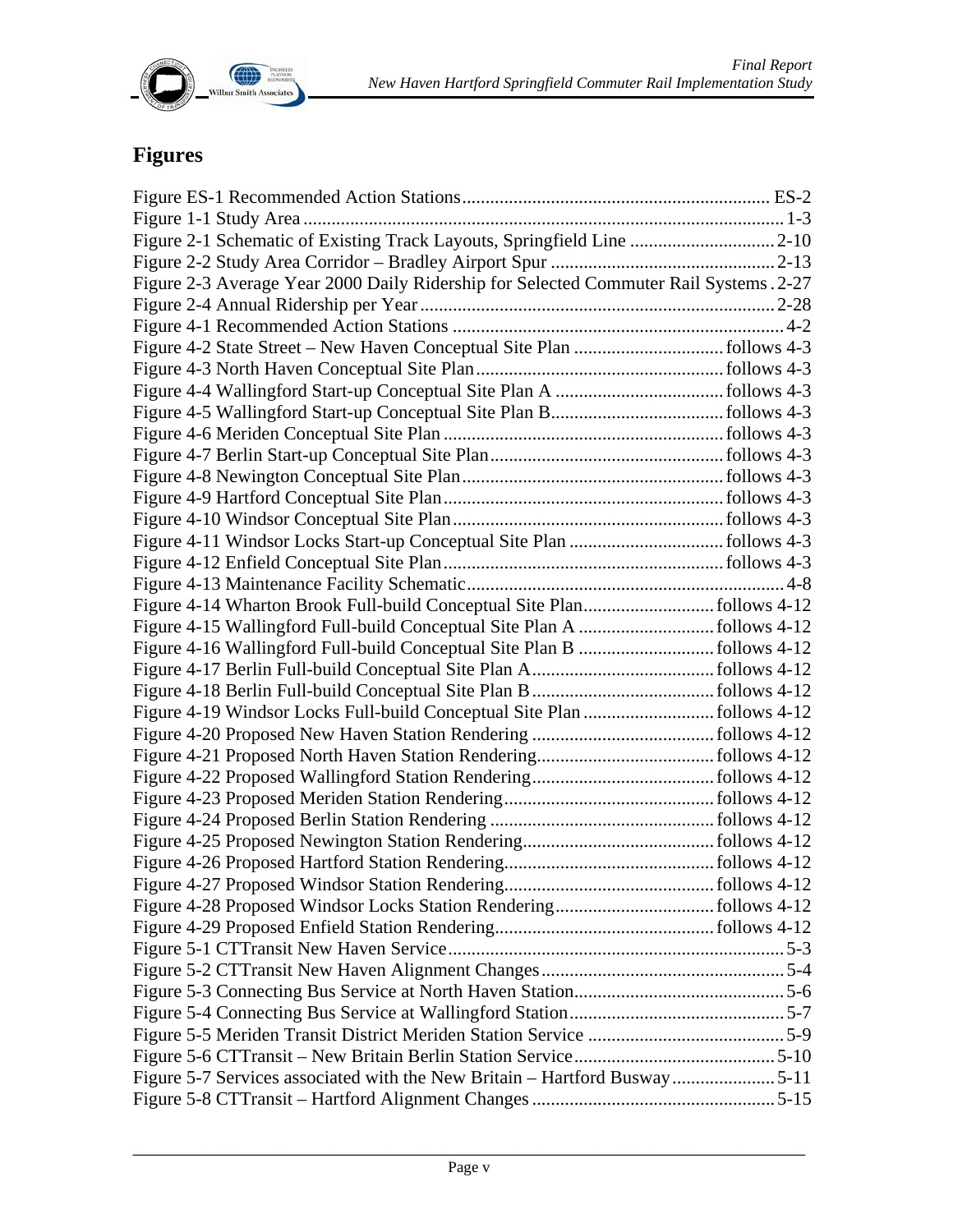# Figures

Figure ES-1 Recommended Action Stations.................................................................. ES-2
Figure 1-1 Study Area ....................................................................................................1-3
Figure 2-1 Schematic of Existing Track Layouts, Springfield Line ..............................2-10
Figure 2-2 Study Area Corridor – Bradley Airport Spur ................................................2-13
Figure 2-3 Average Year 2000 Daily Ridership for Selected Commuter Rail Systems . 2-27
Figure 2-4 Annual Ridership per Year...........................................................................2-28
Figure 4-1 Recommended Action Stations ......................................................................4-2
Figure 4-2 State Street – New Haven Conceptual Site Plan ................................follows 4-3
Figure 4-3 North Haven Conceptual Site Plan....................................................follows 4-3
Figure 4-4 Wallingford Start-up Conceptual Site Plan A ....................................follows 4-3
Figure 4-5 Wallingford Start-up Conceptual Site Plan B.....................................follows 4-3
Figure 4-6 Meriden Conceptual Site Plan ...........................................................follows 4-3
Figure 4-7 Berlin Start-up Conceptual Site Plan..................................................follows 4-3
Figure 4-8 Newington Conceptual Site Plan........................................................follows 4-3
Figure 4-9 Hartford Conceptual Site Plan............................................................follows 4-3
Figure 4-10 Windsor Conceptual Site Plan..........................................................follows 4-3
Figure 4-11 Windsor Locks Start-up Conceptual Site Plan .................................follows 4-3
Figure 4-12 Enfield Conceptual Site Plan............................................................follows 4-3
Figure 4-13 Maintenance Facility Schematic...................................................................4-8
Figure 4-14 Wharton Brook Full-build Conceptual Site Plan............................follows 4-12
Figure 4-15 Wallingford Full-build Conceptual Site Plan A .............................follows 4-12
Figure 4-16 Wallingford Full-build Conceptual Site Plan B .............................follows 4-12
Figure 4-17 Berlin Full-build Conceptual Site Plan A.......................................follows 4-12
Figure 4-18 Berlin Full-build Conceptual Site Plan B.......................................follows 4-12
Figure 4-19 Windsor Locks Full-build Conceptual Site Plan ............................follows 4-12
Figure 4-20 Proposed New Haven Station Rendering .......................................follows 4-12
Figure 4-21 Proposed North Haven Station Rendering......................................follows 4-12
Figure 4-22 Proposed Wallingford Station Rendering.......................................follows 4-12
Figure 4-23 Proposed Meriden Station Rendering.............................................follows 4-12
Figure 4-24 Proposed Berlin Station Rendering ................................................follows 4-12
Figure 4-25 Proposed Newington Station Rendering.........................................follows 4-12
Figure 4-26 Proposed Hartford Station Rendering.............................................follows 4-12
Figure 4-27 Proposed Windsor Station Rendering.............................................follows 4-12
Figure 4-28 Proposed Windsor Locks Station Rendering..................................follows 4-12
Figure 4-29 Proposed Enfield Station Rendering...............................................follows 4-12
Figure 5-1 CTTransit New Haven Service........................................................................5-3
Figure 5-2 CTTransit New Haven Alignment Changes....................................................5-4
Figure 5-3 Connecting Bus Service at North Haven Station.............................................5-6
Figure 5-4 Connecting Bus Service at Wallingford Station..............................................5-7
Figure 5-5 Meriden Transit District Meriden Station Service ..........................................5-9
Figure 5-6 CTTransit – New Britain Berlin Station Service...........................................5-10
Figure 5-7 Services associated with the New Britain – Hartford Busway......................5-11
Figure 5-8 CTTransit – Hartford Alignment Changes ....................................................5-15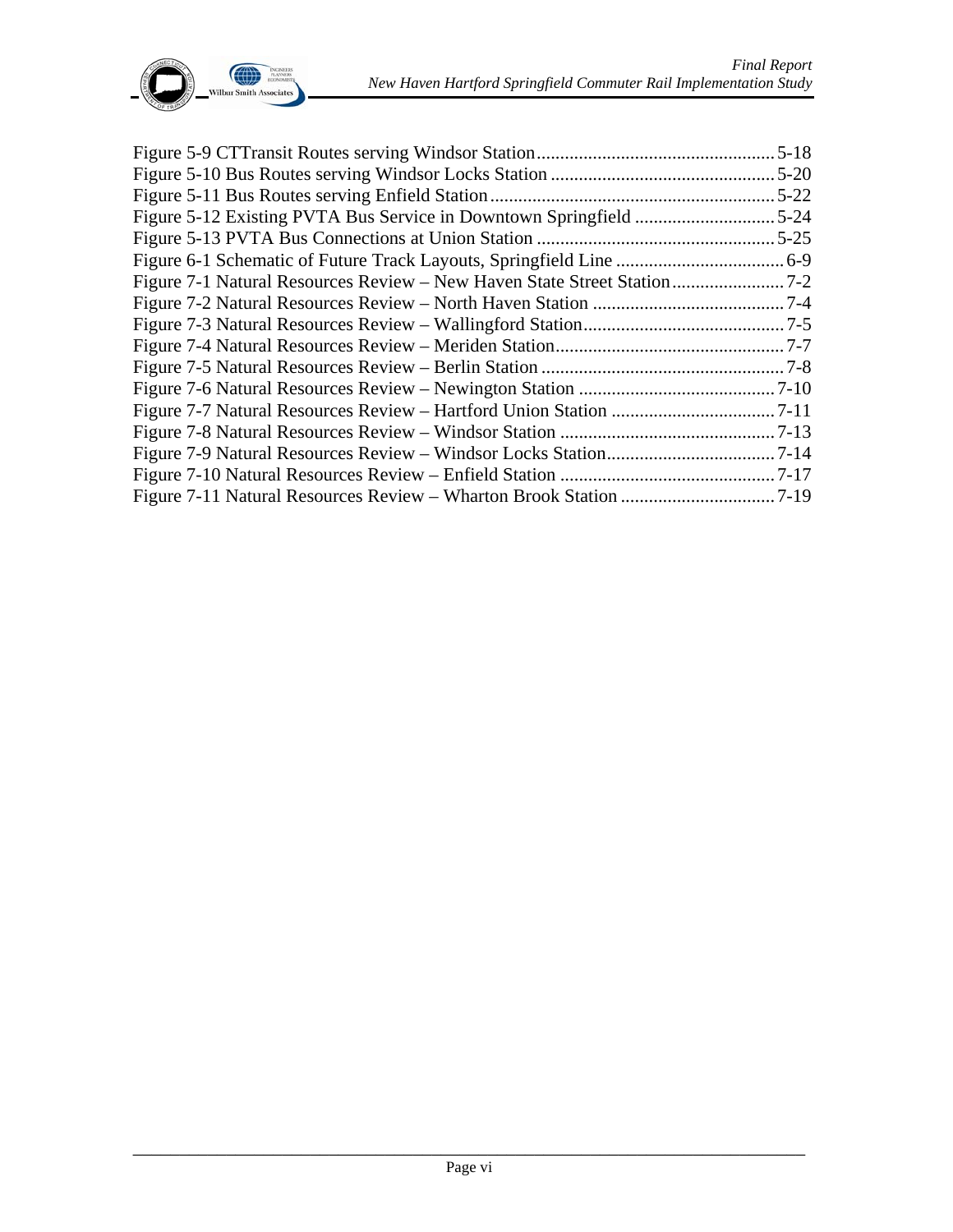Figure 5-9 CTTransit Routes serving Windsor Station .................................................. 5-18
Figure 5-10 Bus Routes serving Windsor Locks Station .............................................. 5-20
Figure 5-11 Bus Routes serving Enfield Station ........................................................... 5-22
Figure 5-12 Existing PVTA Bus Service in Downtown Springfield ............................. 5-24
Figure 5-13 PVTA Bus Connections at Union Station .................................................. 5-25
Figure 6-1 Schematic of Future Track Layouts, Springfield Line ................................... 6-9
Figure 7-1 Natural Resources Review – New Haven State Street Station ........................ 7-2
Figure 7-2 Natural Resources Review – North Haven Station ......................................... 7-4
Figure 7-3 Natural Resources Review – Wallingford Station ........................................... 7-5
Figure 7-4 Natural Resources Review – Meriden Station ................................................. 7-7
Figure 7-5 Natural Resources Review – Berlin Station .................................................... 7-8
Figure 7-6 Natural Resources Review – Newington Station .......................................... 7-10
Figure 7-7 Natural Resources Review – Hartford Union Station ................................... 7-11
Figure 7-8 Natural Resources Review – Windsor Station .............................................. 7-13
Figure 7-9 Natural Resources Review – Windsor Locks Station .................................... 7-14
Figure 7-10 Natural Resources Review – Enfield Station .............................................. 7-17
Figure 7-11 Natural Resources Review – Wharton Brook Station ................................. 7-19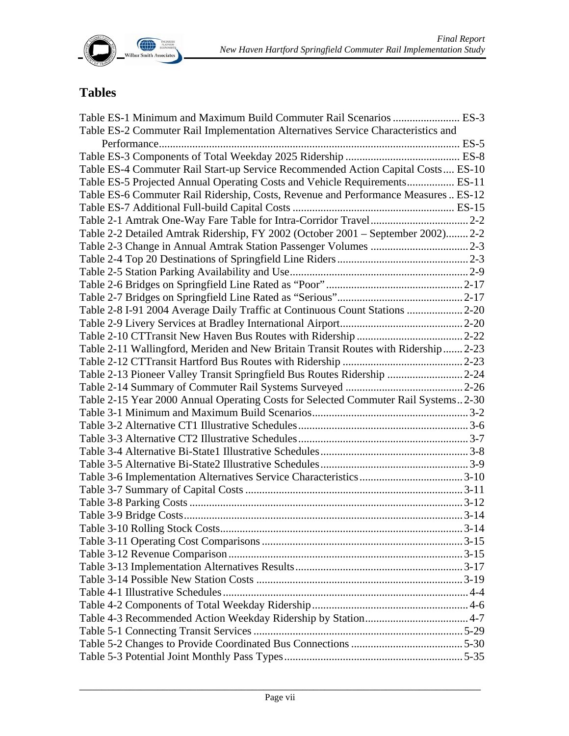# Tables

Table ES-1 Minimum and Maximum Build Commuter Rail Scenarios ........................ ES-3
Table ES-2 Commuter Rail Implementation Alternatives Service Characteristics and Performance................................................................................................. ES-5
Table ES-3 Components of Total Weekday 2025 Ridership ......................................... ES-8
Table ES-4 Commuter Rail Start-up Service Recommended Action Capital Costs.... ES-10
Table ES-5 Projected Annual Operating Costs and Vehicle Requirements................. ES-11
Table ES-6 Commuter Rail Ridership, Costs, Revenue and Performance Measures .. ES-12
Table ES-7 Additional Full-build Capital Costs .......................................................... ES-15
Table 2-1 Amtrak One-Way Fare Table for Intra-Corridor Travel.................................. 2-2
Table 2-2 Detailed Amtrak Ridership, FY 2002 (October 2001 – September 2002)........ 2-2
Table 2-3 Change in Annual Amtrak Station Passenger Volumes ................................... 2-3
Table 2-4 Top 20 Destinations of Springfield Line Riders............................................... 2-3
Table 2-5 Station Parking Availability and Use................................................................ 2-9
Table 2-6 Bridges on Springfield Line Rated as "Poor"................................................. 2-17
Table 2-7 Bridges on Springfield Line Rated as "Serious"............................................. 2-17
Table 2-8 I-91 2004 Average Daily Traffic at Continuous Count Stations .................... 2-20
Table 2-9 Livery Services at Bradley International Airport............................................ 2-20
Table 2-10 CTTransit New Haven Bus Routes with Ridership ...................................... 2-22
Table 2-11 Wallingford, Meriden and New Britain Transit Routes with Ridership....... 2-23
Table 2-12 CTTransit Hartford Bus Routes with Ridership ........................................... 2-23
Table 2-13 Pioneer Valley Transit Springfield Bus Routes Ridership ........................... 2-24
Table 2-14 Summary of Commuter Rail Systems Surveyed .......................................... 2-26
Table 2-15 Year 2000 Annual Operating Costs for Selected Commuter Rail Systems.. 2-30
Table 3-1 Minimum and Maximum Build Scenarios........................................................ 3-2
Table 3-2 Alternative CT1 Illustrative Schedules............................................................. 3-6
Table 3-3 Alternative CT2 Illustrative Schedules............................................................. 3-7
Table 3-4 Alternative Bi-State1 Illustrative Schedules..................................................... 3-8
Table 3-5 Alternative Bi-State2 Illustrative Schedules..................................................... 3-9
Table 3-6 Implementation Alternatives Service Characteristics..................................... 3-10
Table 3-7 Summary of Capital Costs .............................................................................. 3-11
Table 3-8 Parking Costs ................................................................................................. 3-12
Table 3-9 Bridge Costs.................................................................................................... 3-14
Table 3-10 Rolling Stock Costs...................................................................................... 3-14
Table 3-11 Operating Cost Comparisons ....................................................................... 3-15
Table 3-12 Revenue Comparison.................................................................................... 3-15
Table 3-13 Implementation Alternatives Results............................................................ 3-17
Table 3-14 Possible New Station Costs .......................................................................... 3-19
Table 4-1 Illustrative Schedules....................................................................................... 4-4
Table 4-2 Components of Total Weekday Ridership........................................................ 4-6
Table 4-3 Recommended Action Weekday Ridership by Station..................................... 4-7
Table 5-1 Connecting Transit Services ........................................................................... 5-29
Table 5-2 Changes to Provide Coordinated Bus Connections ........................................ 5-30
Table 5-3 Potential Joint Monthly Pass Types................................................................ 5-35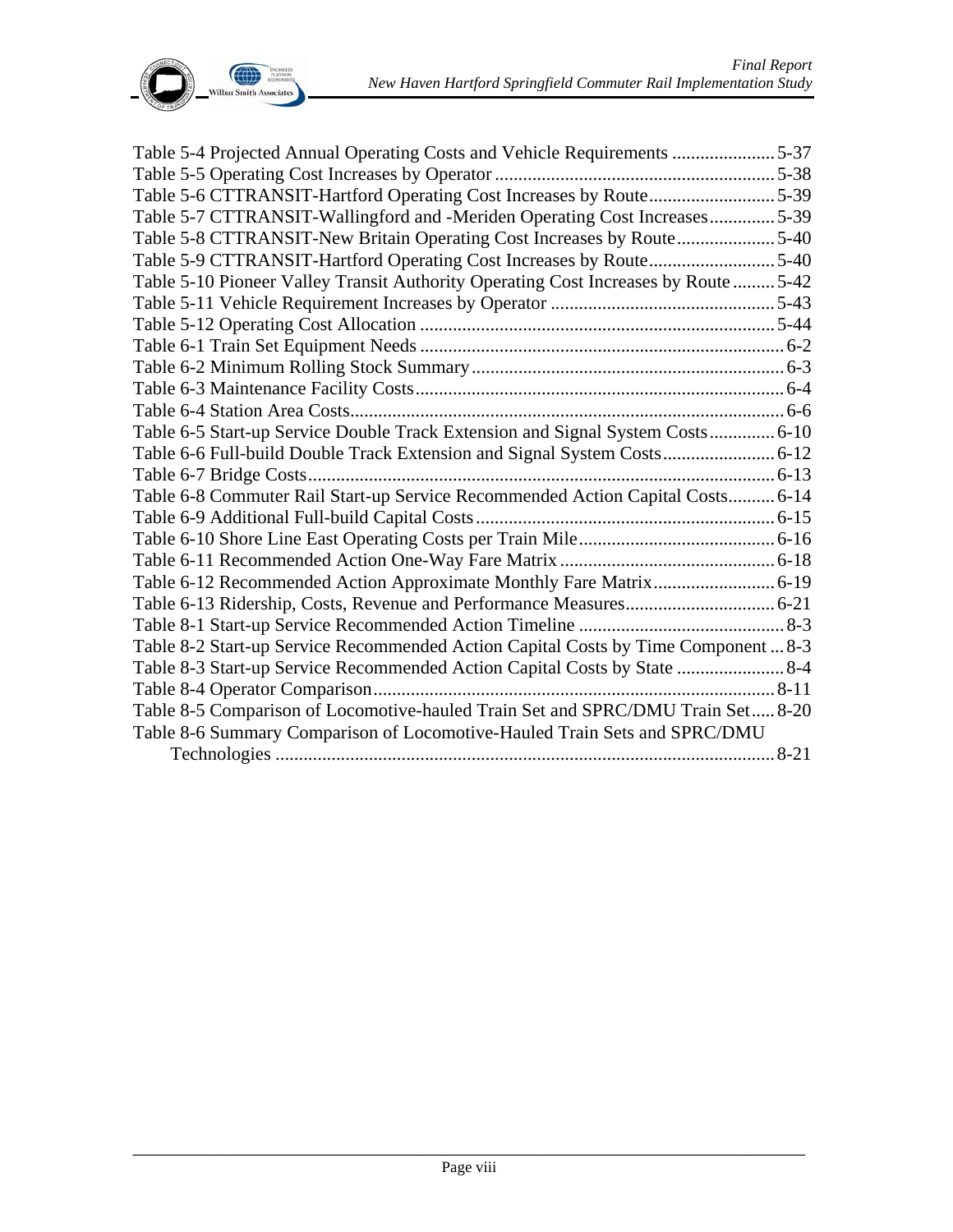Table 5-4 Projected Annual Operating Costs and Vehicle Requirements ...................... 5-37
Table 5-5 Operating Cost Increases by Operator ........................................................... 5-38
Table 5-6 CTTRANSIT-Hartford Operating Cost Increases by Route........................... 5-39
Table 5-7 CTTRANSIT-Wallingford and -Meriden Operating Cost Increases.............. 5-39
Table 5-8 CTTRANSIT-New Britain Operating Cost Increases by Route..................... 5-40
Table 5-9 CTTRANSIT-Hartford Operating Cost Increases by Route........................... 5-40
Table 5-10 Pioneer Valley Transit Authority Operating Cost Increases by Route ......... 5-42
Table 5-11 Vehicle Requirement Increases by Operator ................................................ 5-43
Table 5-12 Operating Cost Allocation ............................................................................ 5-44
Table 6-1 Train Set Equipment Needs ............................................................................. 6-2
Table 6-2 Minimum Rolling Stock Summary................................................................... 6-3
Table 6-3 Maintenance Facility Costs.............................................................................. 6-4
Table 6-4 Station Area Costs............................................................................................ 6-6
Table 6-5 Start-up Service Double Track Extension and Signal System Costs.............. 6-10
Table 6-6 Full-build Double Track Extension and Signal System Costs........................ 6-12
Table 6-7 Bridge Costs.................................................................................................... 6-13
Table 6-8 Commuter Rail Start-up Service Recommended Action Capital Costs.......... 6-14
Table 6-9 Additional Full-build Capital Costs................................................................ 6-15
Table 6-10 Shore Line East Operating Costs per Train Mile.......................................... 6-16
Table 6-11 Recommended Action One-Way Fare Matrix.............................................. 6-18
Table 6-12 Recommended Action Approximate Monthly Fare Matrix.......................... 6-19
Table 6-13 Ridership, Costs, Revenue and Performance Measures................................ 6-21
Table 8-1 Start-up Service Recommended Action Timeline ............................................ 8-3
Table 8-2 Start-up Service Recommended Action Capital Costs by Time Component ... 8-3
Table 8-3 Start-up Service Recommended Action Capital Costs by State ....................... 8-4
Table 8-4 Operator Comparison...................................................................................... 8-11
Table 8-5 Comparison of Locomotive-hauled Train Set and SPRC/DMU Train Set..... 8-20
Table 8-6 Summary Comparison of Locomotive-Hauled Train Sets and SPRC/DMU Technologies ........................................................................................................... 8-21